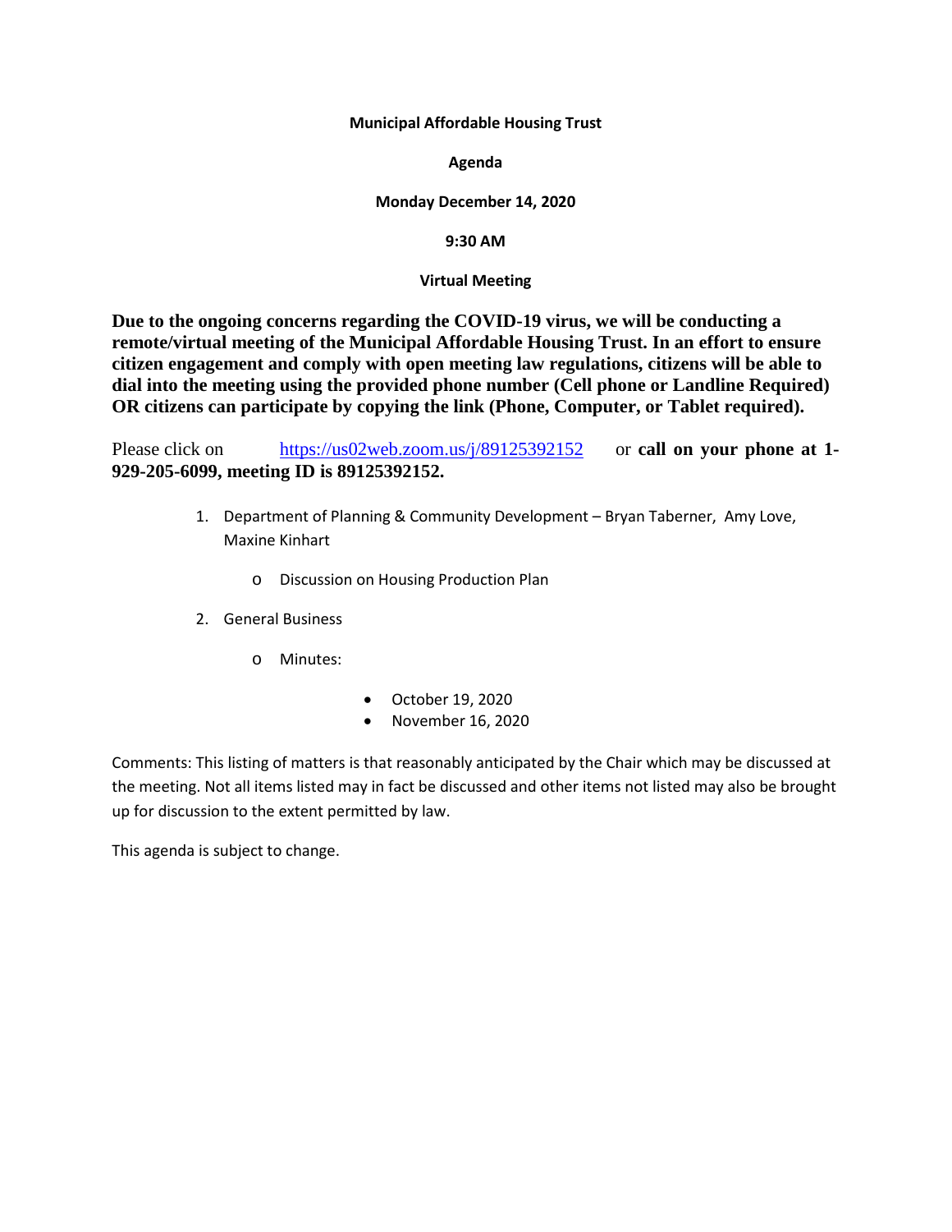**Municipal Affordable Housing Trust**

**Agenda**

**Monday December 14, 2020**

**9:30 AM**

**Virtual Meeting**

**Due to the ongoing concerns regarding the COVID-19 virus, we will be conducting a remote/virtual meeting of the Municipal Affordable Housing Trust. In an effort to ensure citizen engagement and comply with open meeting law regulations, citizens will be able to dial into the meeting using the provided phone number (Cell phone or Landline Required) OR citizens can participate by copying the link (Phone, Computer, or Tablet required).**

Please click on https://us02web.zoom.us/j/89125392152 or **call on your phone at 1-929-205-6099, meeting ID is 89125392152.**

1. Department of Planning & Community Development – Bryan Taberner, Amy Love, Maxine Kinhart
   - Discussion on Housing Production Plan
2. General Business
   - Minutes:
     - October 19, 2020
     - November 16, 2020

Comments: This listing of matters is that reasonably anticipated by the Chair which may be discussed at the meeting. Not all items listed may in fact be discussed and other items not listed may also be brought up for discussion to the extent permitted by law.

This agenda is subject to change.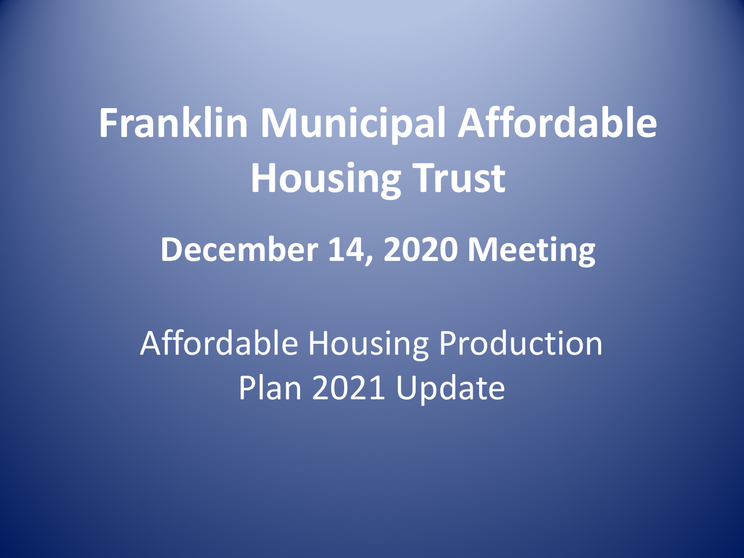# Franklin Municipal Affordable Housing Trust

## December 14, 2020 Meeting

Affordable Housing Production Plan 2021 Update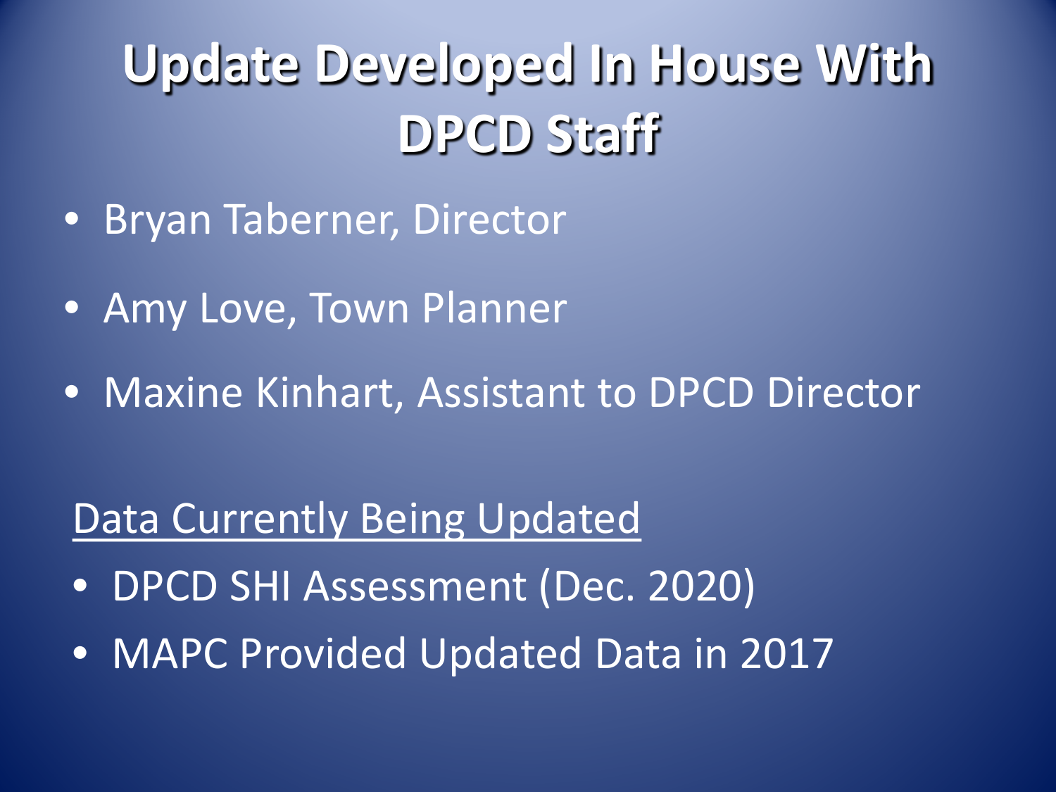# Update Developed In House With DPCD Staff

- Bryan Taberner, Director
- Amy Love, Town Planner
- Maxine Kinhart, Assistant to DPCD Director

<u>Data Currently Being Updated</u>

- DPCD SHI Assessment (Dec. 2020)
- MAPC Provided Updated Data in 2017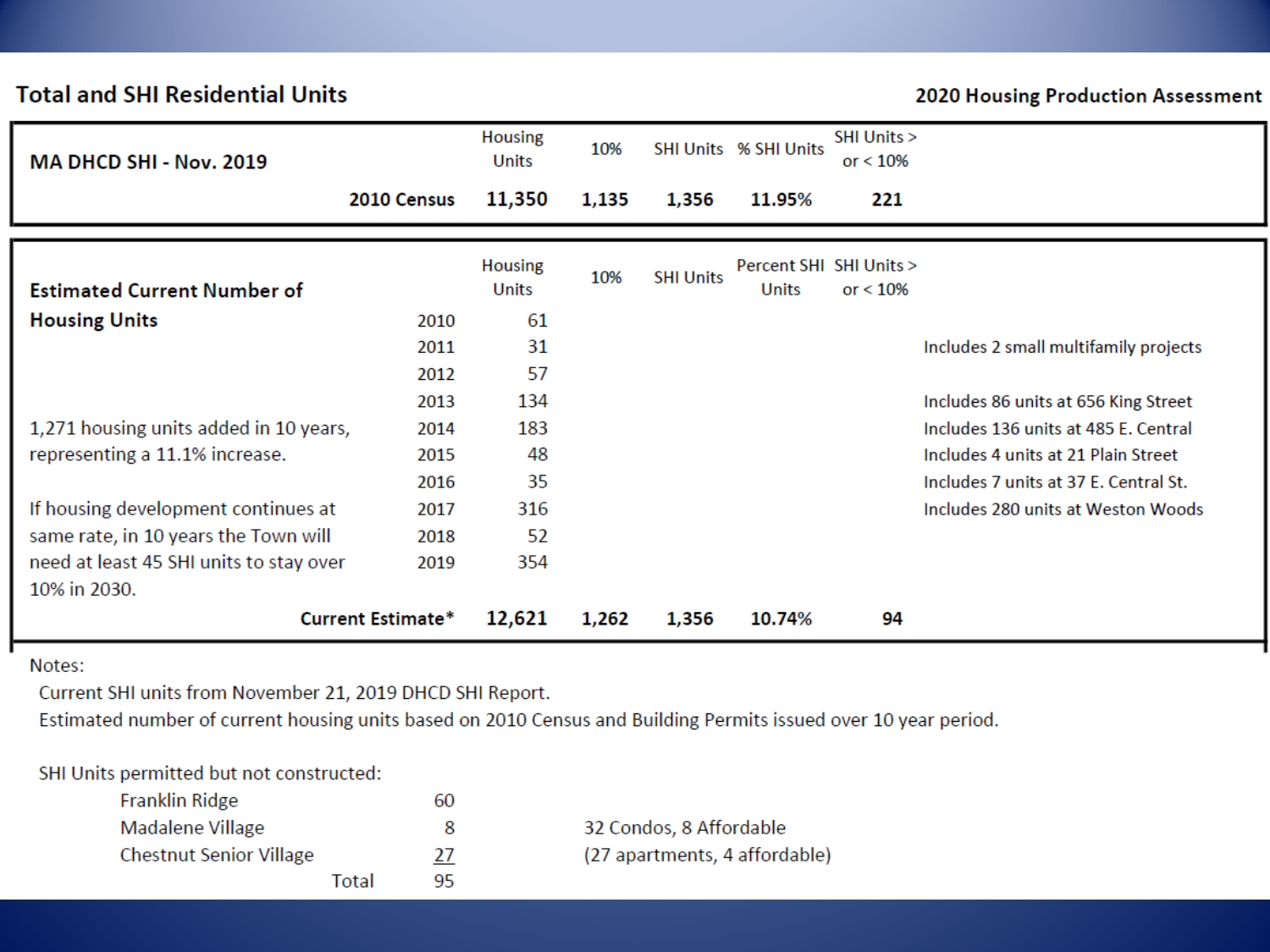## Total and SHI Residential Units

**2020 Housing Production Assessment**

| **MA DHCD SHI - Nov. 2019** | | Housing Units | 10% | SHI Units | % SHI Units | SHI Units > or < 10% | |
|---|---|---|---|---|---|---|---|
| | **2010 Census** | **11,350** | **1,135** | **1,356** | **11.95%** | **221** | |

| **Estimated Current Number of Housing Units** | | Housing Units | 10% | SHI Units | Percent SHI Units | SHI Units > or < 10% | |
|---|---|---|---|---|---|---|---|
| | 2010 | 61 | | | | | |
| | 2011 | 31 | | | | | Includes 2 small multifamily projects |
| | 2012 | 57 | | | | | |
| | 2013 | 134 | | | | | Includes 86 units at 656 King Street |
| 1,271 housing units added in 10 years, representing a 11.1% increase. | 2014 | 183 | | | | | Includes 136 units at 485 E. Central |
| | 2015 | 48 | | | | | Includes 4 units at 21 Plain Street |
| | 2016 | 35 | | | | | Includes 7 units at 37 E. Central St. |
| If housing development continues at same rate, in 10 years the Town will need at least 45 SHI units to stay over 10% in 2030. | 2017 | 316 | | | | | Includes 280 units at Weston Woods |
| | 2018 | 52 | | | | | |
| | 2019 | 354 | | | | | |
| | **Current Estimate*** | **12,621** | **1,262** | **1,356** | **10.74%** | **94** | |

Notes:

Current SHI units from November 21, 2019 DHCD SHI Report.

Estimated number of current housing units based on 2010 Census and Building Permits issued over 10 year period.

SHI Units permitted but not constructed:

| | | |
|---|---|---|
| Franklin Ridge | 60 | |
| Madalene Village | 8 | 32 Condos, 8 Affordable |
| Chestnut Senior Village | 27 | (27 apartments, 4 affordable) |
| Total | 95 | |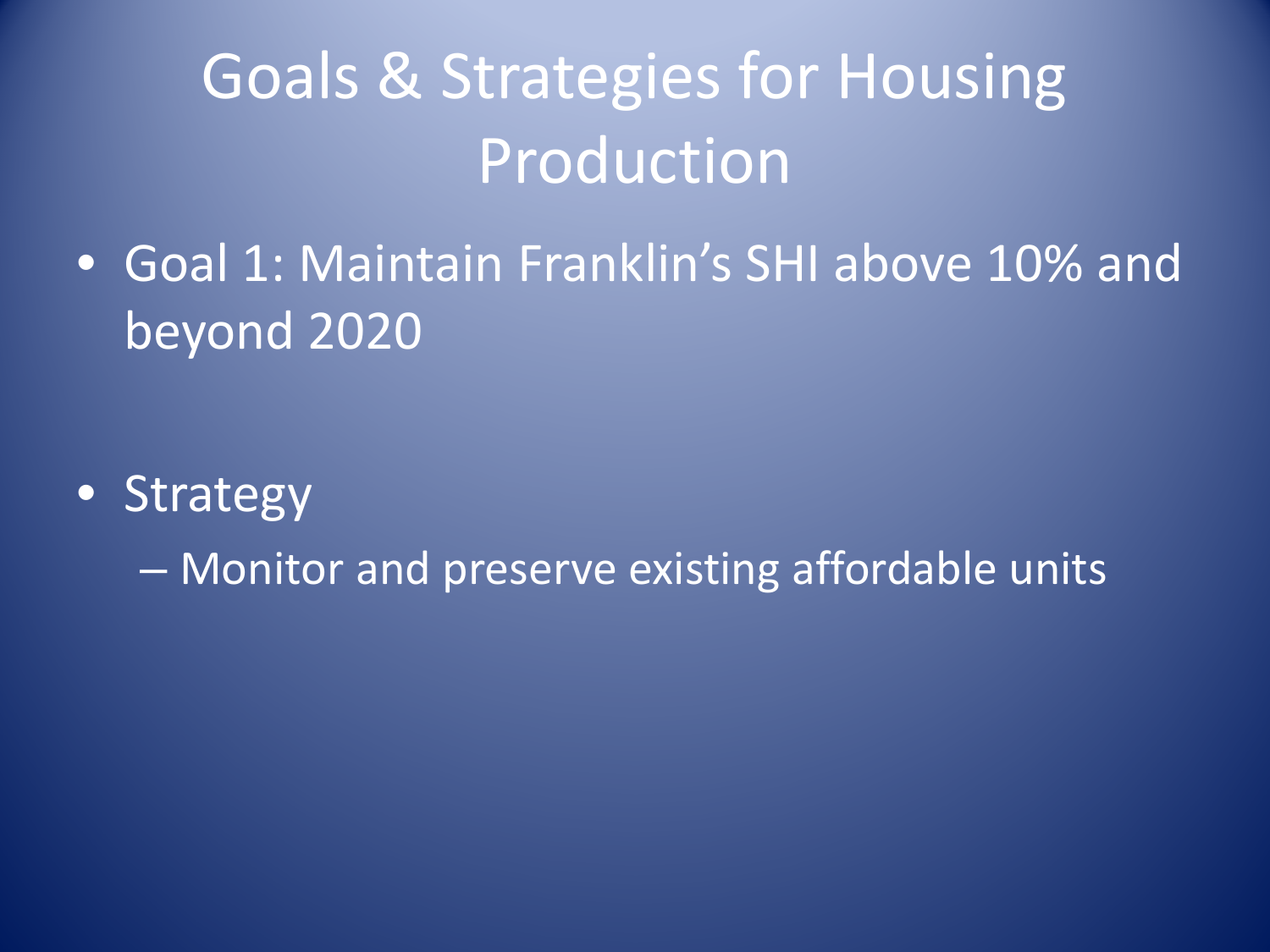# Goals & Strategies for Housing Production

- Goal 1: Maintain Franklin's SHI above 10% and beyond 2020

- Strategy
  - Monitor and preserve existing affordable units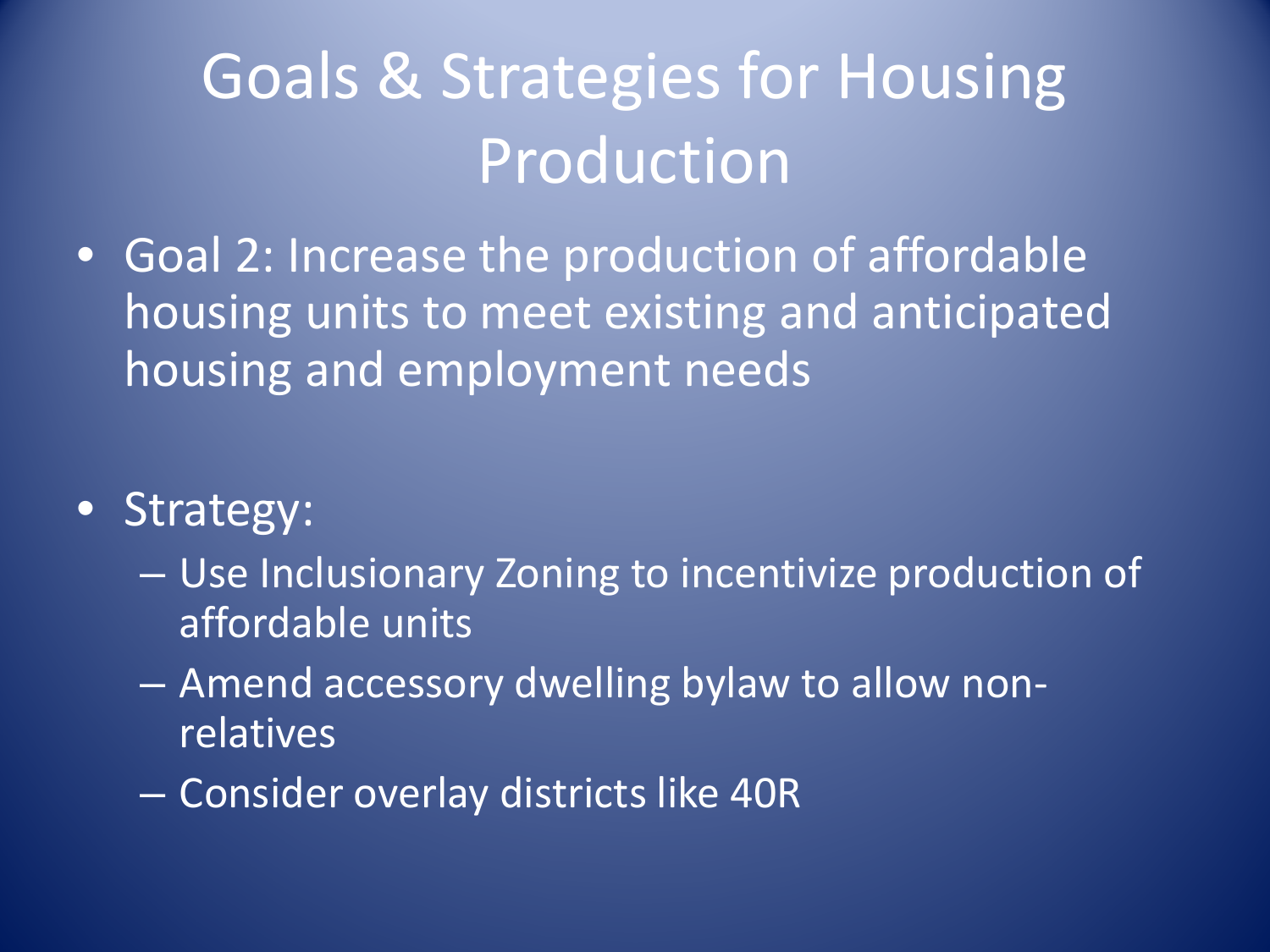# Goals & Strategies for Housing Production

- Goal 2: Increase the production of affordable housing units to meet existing and anticipated housing and employment needs

- Strategy:
  - Use Inclusionary Zoning to incentivize production of affordable units
  - Amend accessory dwelling bylaw to allow non-relatives
  - Consider overlay districts like 40R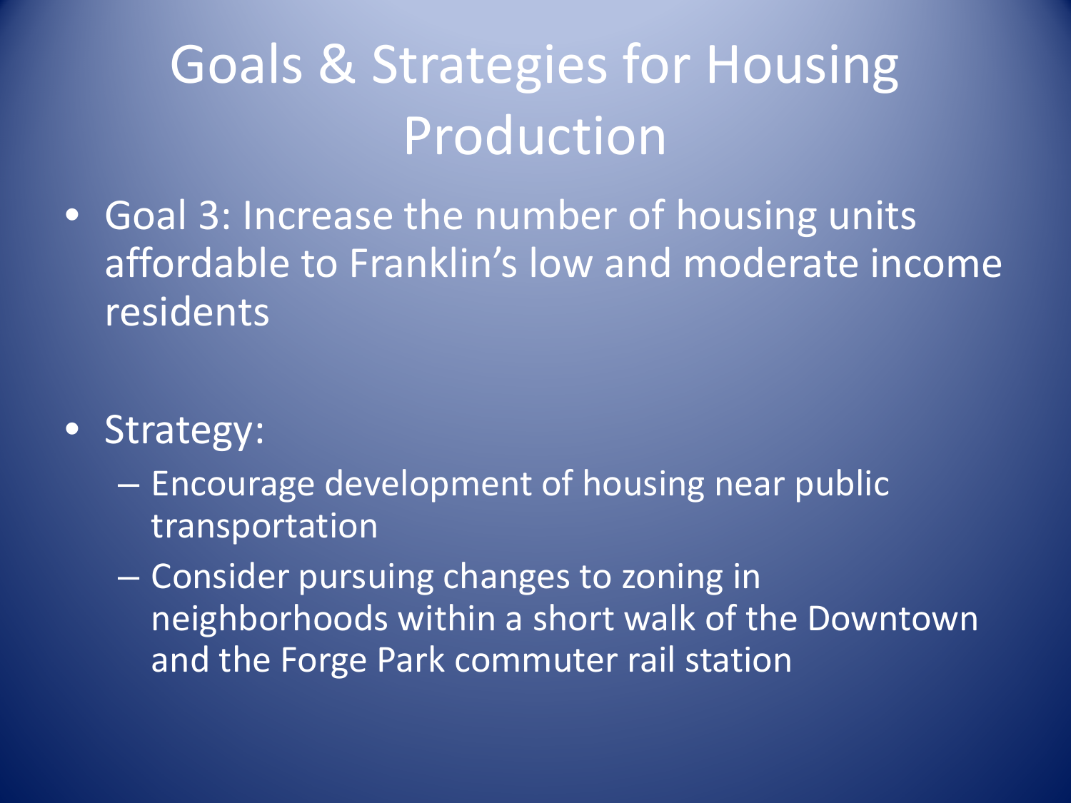# Goals & Strategies for Housing Production

- Goal 3: Increase the number of housing units affordable to Franklin's low and moderate income residents

- Strategy:
  - Encourage development of housing near public transportation
  - Consider pursuing changes to zoning in neighborhoods within a short walk of the Downtown and the Forge Park commuter rail station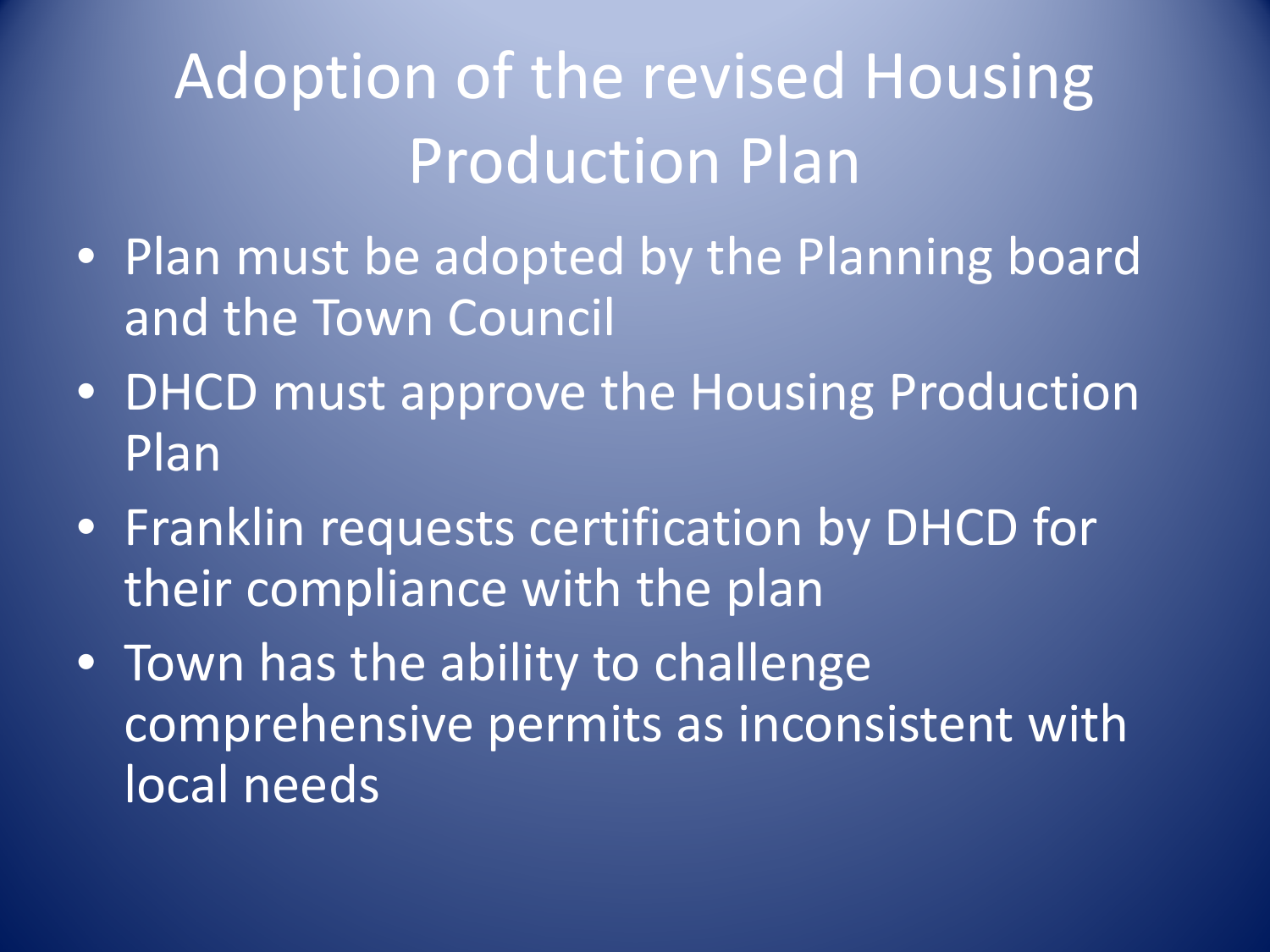# Adoption of the revised Housing Production Plan

- Plan must be adopted by the Planning board and the Town Council
- DHCD must approve the Housing Production Plan
- Franklin requests certification by DHCD for their compliance with the plan
- Town has the ability to challenge comprehensive permits as inconsistent with local needs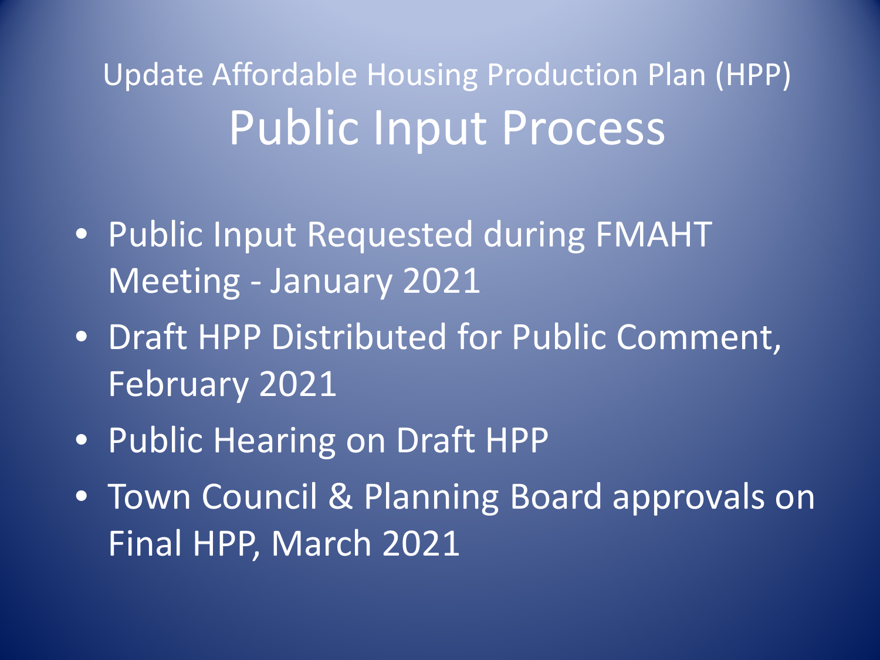## Update Affordable Housing Production Plan (HPP)

# Public Input Process

- Public Input Requested during FMAHT Meeting - January 2021
- Draft HPP Distributed for Public Comment, February 2021
- Public Hearing on Draft HPP
- Town Council & Planning Board approvals on Final HPP, March 2021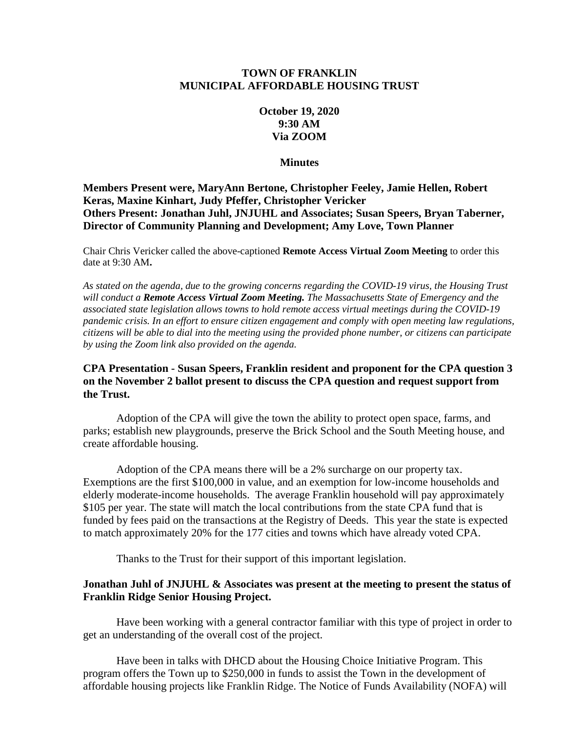**TOWN OF FRANKLIN**
**MUNICIPAL AFFORDABLE HOUSING TRUST**

**October 19, 2020**
**9:30 AM**
**Via ZOOM**

**Minutes**

**Members Present were, MaryAnn Bertone, Christopher Feeley, Jamie Hellen, Robert Keras, Maxine Kinhart, Judy Pfeffer, Christopher Vericker**
**Others Present: Jonathan Juhl, JNJUHL and Associates; Susan Speers, Bryan Taberner, Director of Community Planning and Development; Amy Love, Town Planner**

Chair Chris Vericker called the above-captioned **Remote Access Virtual Zoom Meeting** to order this date at 9:30 AM**.**

*As stated on the agenda, due to the growing concerns regarding the COVID-19 virus, the Housing Trust will conduct a **Remote Access Virtual Zoom Meeting.** The Massachusetts State of Emergency and the associated state legislation allows towns to hold remote access virtual meetings during the COVID-19 pandemic crisis. In an effort to ensure citizen engagement and comply with open meeting law regulations, citizens will be able to dial into the meeting using the provided phone number, or citizens can participate by using the Zoom link also provided on the agenda.*

**CPA Presentation - Susan Speers, Franklin resident and proponent for the CPA question 3 on the November 2 ballot present to discuss the CPA question and request support from the Trust.**

Adoption of the CPA will give the town the ability to protect open space, farms, and parks; establish new playgrounds, preserve the Brick School and the South Meeting house, and create affordable housing.

Adoption of the CPA means there will be a 2% surcharge on our property tax. Exemptions are the first \$100,000 in value, and an exemption for low-income households and elderly moderate-income households. The average Franklin household will pay approximately \$105 per year. The state will match the local contributions from the state CPA fund that is funded by fees paid on the transactions at the Registry of Deeds. This year the state is expected to match approximately 20% for the 177 cities and towns which have already voted CPA.

Thanks to the Trust for their support of this important legislation.

**Jonathan Juhl of JNJUHL & Associates was present at the meeting to present the status of Franklin Ridge Senior Housing Project.**

Have been working with a general contractor familiar with this type of project in order to get an understanding of the overall cost of the project.

Have been in talks with DHCD about the Housing Choice Initiative Program. This program offers the Town up to \$250,000 in funds to assist the Town in the development of affordable housing projects like Franklin Ridge. The Notice of Funds Availability (NOFA) will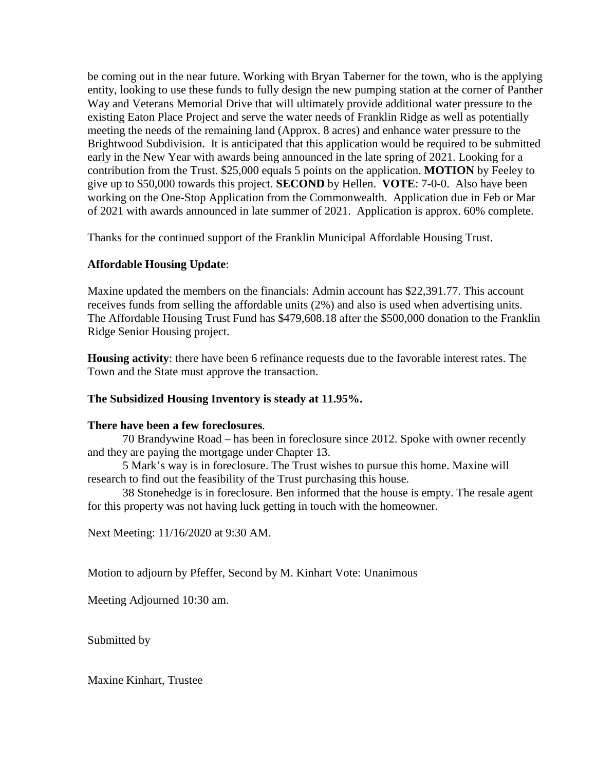be coming out in the near future. Working with Bryan Taberner for the town, who is the applying entity, looking to use these funds to fully design the new pumping station at the corner of Panther Way and Veterans Memorial Drive that will ultimately provide additional water pressure to the existing Eaton Place Project and serve the water needs of Franklin Ridge as well as potentially meeting the needs of the remaining land (Approx. 8 acres) and enhance water pressure to the Brightwood Subdivision. It is anticipated that this application would be required to be submitted early in the New Year with awards being announced in the late spring of 2021. Looking for a contribution from the Trust. $25,000 equals 5 points on the application. **MOTION** by Feeley to give up to $50,000 towards this project. **SECOND** by Hellen. **VOTE**: 7-0-0. Also have been working on the One-Stop Application from the Commonwealth. Application due in Feb or Mar of 2021 with awards announced in late summer of 2021. Application is approx. 60% complete.

Thanks for the continued support of the Franklin Municipal Affordable Housing Trust.

**Affordable Housing Update**:

Maxine updated the members on the financials: Admin account has $22,391.77. This account receives funds from selling the affordable units (2%) and also is used when advertising units. The Affordable Housing Trust Fund has $479,608.18 after the $500,000 donation to the Franklin Ridge Senior Housing project.

**Housing activity**: there have been 6 refinance requests due to the favorable interest rates. The Town and the State must approve the transaction.

**The Subsidized Housing Inventory is steady at 11.95%.**

**There have been a few foreclosures**.

70 Brandywine Road – has been in foreclosure since 2012. Spoke with owner recently and they are paying the mortgage under Chapter 13.

5 Mark's way is in foreclosure. The Trust wishes to pursue this home. Maxine will research to find out the feasibility of the Trust purchasing this house.

38 Stonehedge is in foreclosure. Ben informed that the house is empty. The resale agent for this property was not having luck getting in touch with the homeowner.

Next Meeting: 11/16/2020 at 9:30 AM.

Motion to adjourn by Pfeffer, Second by M. Kinhart Vote: Unanimous

Meeting Adjourned 10:30 am.

Submitted by

Maxine Kinhart, Trustee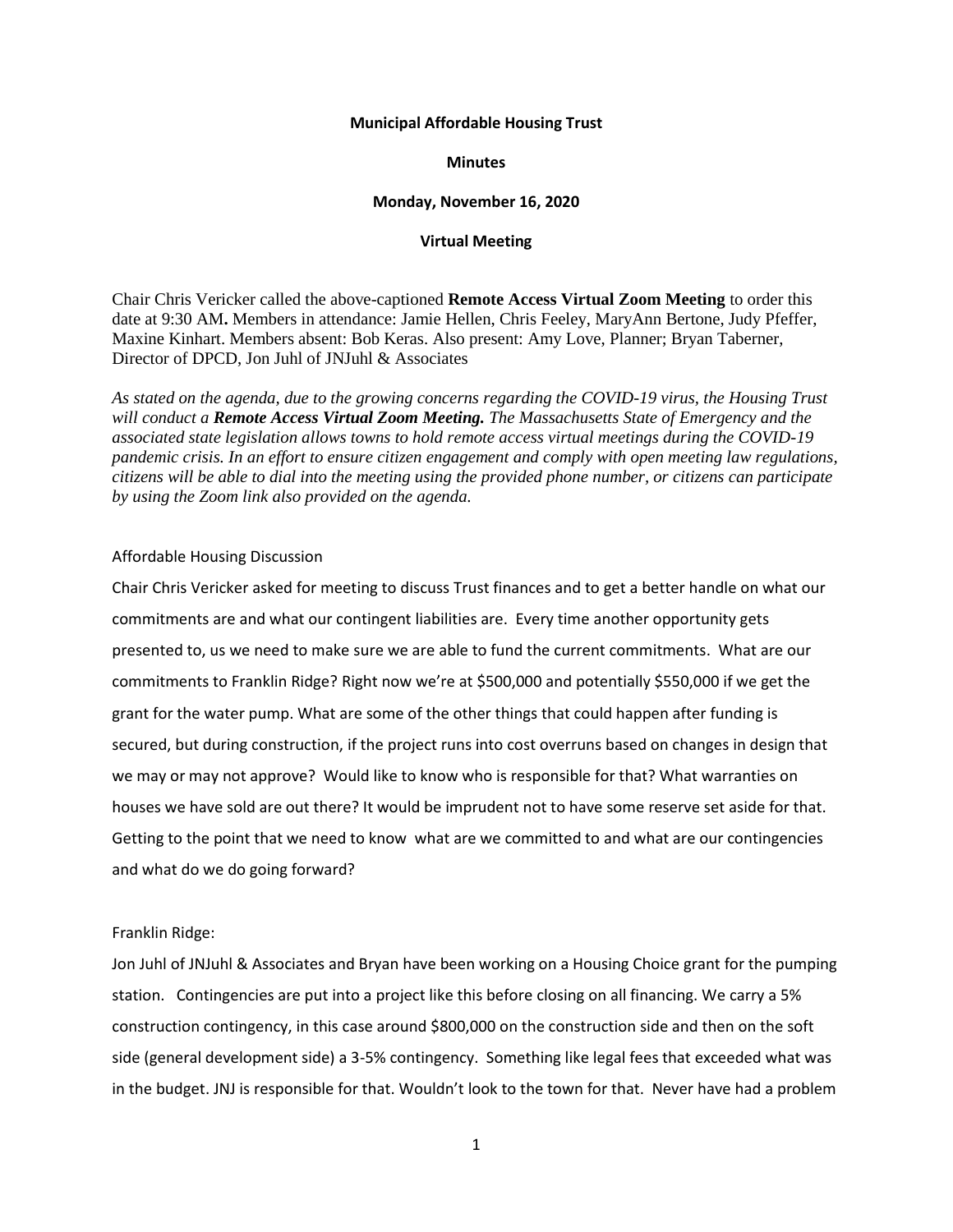**Municipal Affordable Housing Trust**

**Minutes**

**Monday, November 16, 2020**

**Virtual Meeting**

Chair Chris Vericker called the above-captioned **Remote Access Virtual Zoom Meeting** to order this date at 9:30 AM**.** Members in attendance: Jamie Hellen, Chris Feeley, MaryAnn Bertone, Judy Pfeffer, Maxine Kinhart. Members absent: Bob Keras. Also present: Amy Love, Planner; Bryan Taberner, Director of DPCD, Jon Juhl of JNJuhl & Associates

*As stated on the agenda, due to the growing concerns regarding the COVID-19 virus, the Housing Trust will conduct a **Remote Access Virtual Zoom Meeting.** The Massachusetts State of Emergency and the associated state legislation allows towns to hold remote access virtual meetings during the COVID-19 pandemic crisis. In an effort to ensure citizen engagement and comply with open meeting law regulations, citizens will be able to dial into the meeting using the provided phone number, or citizens can participate by using the Zoom link also provided on the agenda.*

Affordable Housing Discussion

Chair Chris Vericker asked for meeting to discuss Trust finances and to get a better handle on what our commitments are and what our contingent liabilities are. Every time another opportunity gets presented to, us we need to make sure we are able to fund the current commitments. What are our commitments to Franklin Ridge? Right now we're at $500,000 and potentially $550,000 if we get the grant for the water pump. What are some of the other things that could happen after funding is secured, but during construction, if the project runs into cost overruns based on changes in design that we may or may not approve? Would like to know who is responsible for that? What warranties on houses we have sold are out there? It would be imprudent not to have some reserve set aside for that. Getting to the point that we need to know what are we committed to and what are our contingencies and what do we do going forward?

Franklin Ridge:

Jon Juhl of JNJuhl & Associates and Bryan have been working on a Housing Choice grant for the pumping station. Contingencies are put into a project like this before closing on all financing. We carry a 5% construction contingency, in this case around $800,000 on the construction side and then on the soft side (general development side) a 3-5% contingency. Something like legal fees that exceeded what was in the budget. JNJ is responsible for that. Wouldn't look to the town for that. Never have had a problem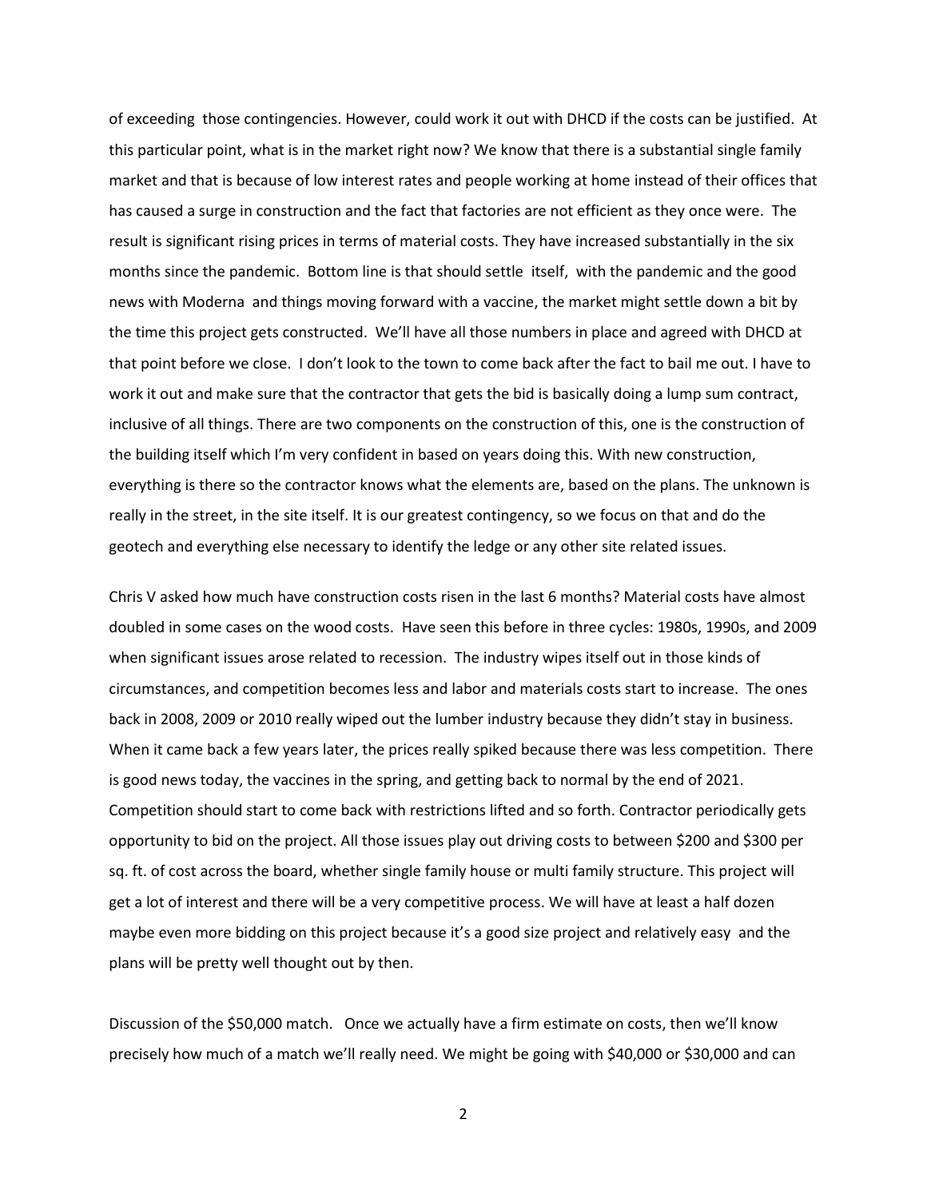of exceeding those contingencies. However, could work it out with DHCD if the costs can be justified. At this particular point, what is in the market right now? We know that there is a substantial single family market and that is because of low interest rates and people working at home instead of their offices that has caused a surge in construction and the fact that factories are not efficient as they once were. The result is significant rising prices in terms of material costs. They have increased substantially in the six months since the pandemic. Bottom line is that should settle itself, with the pandemic and the good news with Moderna and things moving forward with a vaccine, the market might settle down a bit by the time this project gets constructed. We'll have all those numbers in place and agreed with DHCD at that point before we close. I don't look to the town to come back after the fact to bail me out. I have to work it out and make sure that the contractor that gets the bid is basically doing a lump sum contract, inclusive of all things. There are two components on the construction of this, one is the construction of the building itself which I'm very confident in based on years doing this. With new construction, everything is there so the contractor knows what the elements are, based on the plans. The unknown is really in the street, in the site itself. It is our greatest contingency, so we focus on that and do the geotech and everything else necessary to identify the ledge or any other site related issues.

Chris V asked how much have construction costs risen in the last 6 months? Material costs have almost doubled in some cases on the wood costs. Have seen this before in three cycles: 1980s, 1990s, and 2009 when significant issues arose related to recession. The industry wipes itself out in those kinds of circumstances, and competition becomes less and labor and materials costs start to increase. The ones back in 2008, 2009 or 2010 really wiped out the lumber industry because they didn't stay in business. When it came back a few years later, the prices really spiked because there was less competition. There is good news today, the vaccines in the spring, and getting back to normal by the end of 2021. Competition should start to come back with restrictions lifted and so forth. Contractor periodically gets opportunity to bid on the project. All those issues play out driving costs to between $200 and $300 per sq. ft. of cost across the board, whether single family house or multi family structure. This project will get a lot of interest and there will be a very competitive process. We will have at least a half dozen maybe even more bidding on this project because it's a good size project and relatively easy and the plans will be pretty well thought out by then.

Discussion of the $50,000 match. Once we actually have a firm estimate on costs, then we'll know precisely how much of a match we'll really need. We might be going with $40,000 or $30,000 and can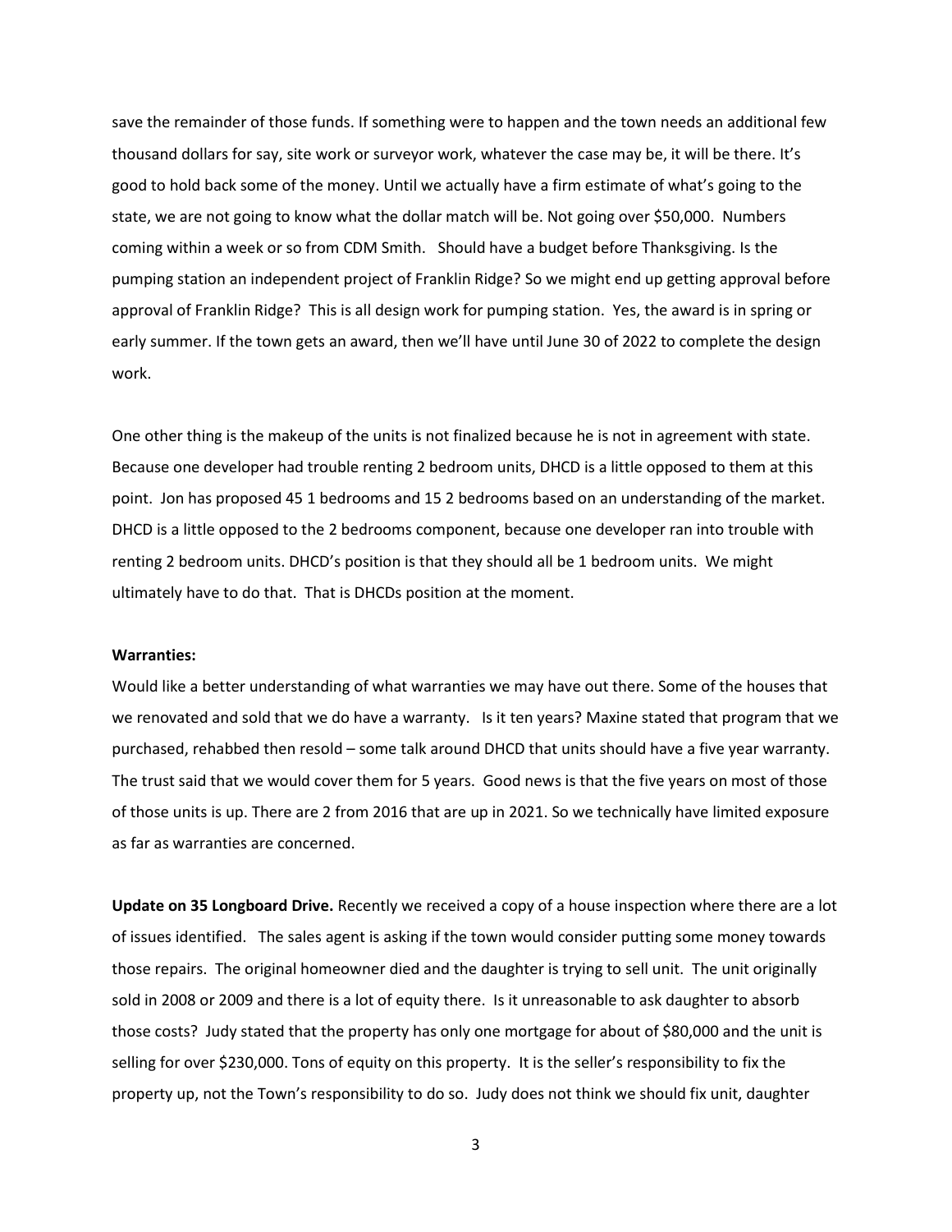save the remainder of those funds. If something were to happen and the town needs an additional few thousand dollars for say, site work or surveyor work, whatever the case may be, it will be there. It's good to hold back some of the money. Until we actually have a firm estimate of what's going to the state, we are not going to know what the dollar match will be. Not going over $50,000. Numbers coming within a week or so from CDM Smith. Should have a budget before Thanksgiving. Is the pumping station an independent project of Franklin Ridge? So we might end up getting approval before approval of Franklin Ridge? This is all design work for pumping station. Yes, the award is in spring or early summer. If the town gets an award, then we'll have until June 30 of 2022 to complete the design work.

One other thing is the makeup of the units is not finalized because he is not in agreement with state. Because one developer had trouble renting 2 bedroom units, DHCD is a little opposed to them at this point. Jon has proposed 45 1 bedrooms and 15 2 bedrooms based on an understanding of the market. DHCD is a little opposed to the 2 bedrooms component, because one developer ran into trouble with renting 2 bedroom units. DHCD's position is that they should all be 1 bedroom units. We might ultimately have to do that. That is DHCDs position at the moment.

**Warranties:**
Would like a better understanding of what warranties we may have out there. Some of the houses that we renovated and sold that we do have a warranty. Is it ten years? Maxine stated that program that we purchased, rehabbed then resold – some talk around DHCD that units should have a five year warranty. The trust said that we would cover them for 5 years. Good news is that the five years on most of those of those units is up. There are 2 from 2016 that are up in 2021. So we technically have limited exposure as far as warranties are concerned.

**Update on 35 Longboard Drive.** Recently we received a copy of a house inspection where there are a lot of issues identified. The sales agent is asking if the town would consider putting some money towards those repairs. The original homeowner died and the daughter is trying to sell unit. The unit originally sold in 2008 or 2009 and there is a lot of equity there. Is it unreasonable to ask daughter to absorb those costs? Judy stated that the property has only one mortgage for about of $80,000 and the unit is selling for over $230,000. Tons of equity on this property. It is the seller's responsibility to fix the property up, not the Town's responsibility to do so. Judy does not think we should fix unit, daughter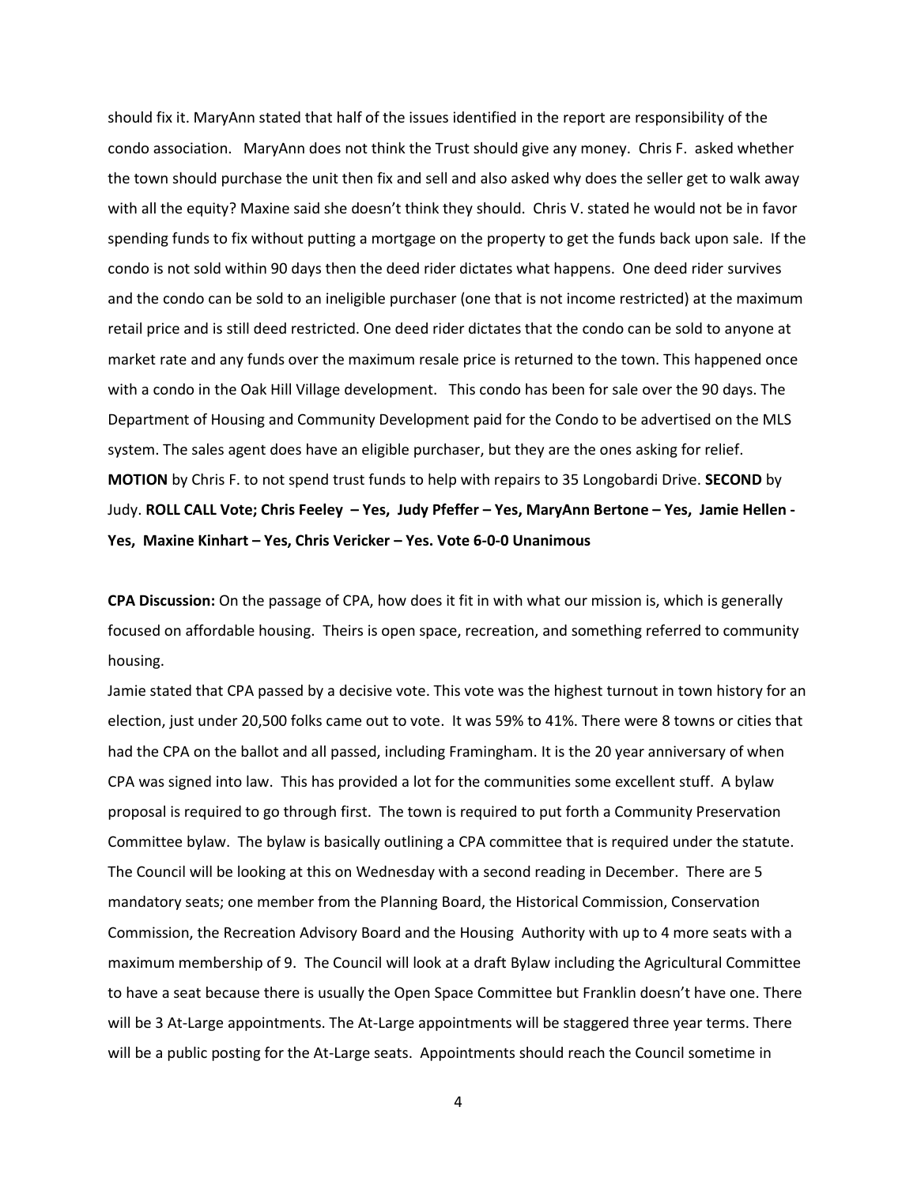should fix it. MaryAnn stated that half of the issues identified in the report are responsibility of the condo association. MaryAnn does not think the Trust should give any money. Chris F. asked whether the town should purchase the unit then fix and sell and also asked why does the seller get to walk away with all the equity? Maxine said she doesn't think they should. Chris V. stated he would not be in favor spending funds to fix without putting a mortgage on the property to get the funds back upon sale. If the condo is not sold within 90 days then the deed rider dictates what happens. One deed rider survives and the condo can be sold to an ineligible purchaser (one that is not income restricted) at the maximum retail price and is still deed restricted. One deed rider dictates that the condo can be sold to anyone at market rate and any funds over the maximum resale price is returned to the town. This happened once with a condo in the Oak Hill Village development. This condo has been for sale over the 90 days. The Department of Housing and Community Development paid for the Condo to be advertised on the MLS system. The sales agent does have an eligible purchaser, but they are the ones asking for relief.
**MOTION** by Chris F. to not spend trust funds to help with repairs to 35 Longobardi Drive. **SECOND** by Judy. **ROLL CALL Vote; Chris Feeley – Yes, Judy Pfeffer – Yes, MaryAnn Bertone – Yes, Jamie Hellen - Yes, Maxine Kinhart – Yes, Chris Vericker – Yes. Vote 6-0-0 Unanimous**

**CPA Discussion:** On the passage of CPA, how does it fit in with what our mission is, which is generally focused on affordable housing. Theirs is open space, recreation, and something referred to community housing.

Jamie stated that CPA passed by a decisive vote. This vote was the highest turnout in town history for an election, just under 20,500 folks came out to vote. It was 59% to 41%. There were 8 towns or cities that had the CPA on the ballot and all passed, including Framingham. It is the 20 year anniversary of when CPA was signed into law. This has provided a lot for the communities some excellent stuff. A bylaw proposal is required to go through first. The town is required to put forth a Community Preservation Committee bylaw. The bylaw is basically outlining a CPA committee that is required under the statute. The Council will be looking at this on Wednesday with a second reading in December. There are 5 mandatory seats; one member from the Planning Board, the Historical Commission, Conservation Commission, the Recreation Advisory Board and the Housing Authority with up to 4 more seats with a maximum membership of 9. The Council will look at a draft Bylaw including the Agricultural Committee to have a seat because there is usually the Open Space Committee but Franklin doesn't have one. There will be 3 At-Large appointments. The At-Large appointments will be staggered three year terms. There will be a public posting for the At-Large seats. Appointments should reach the Council sometime in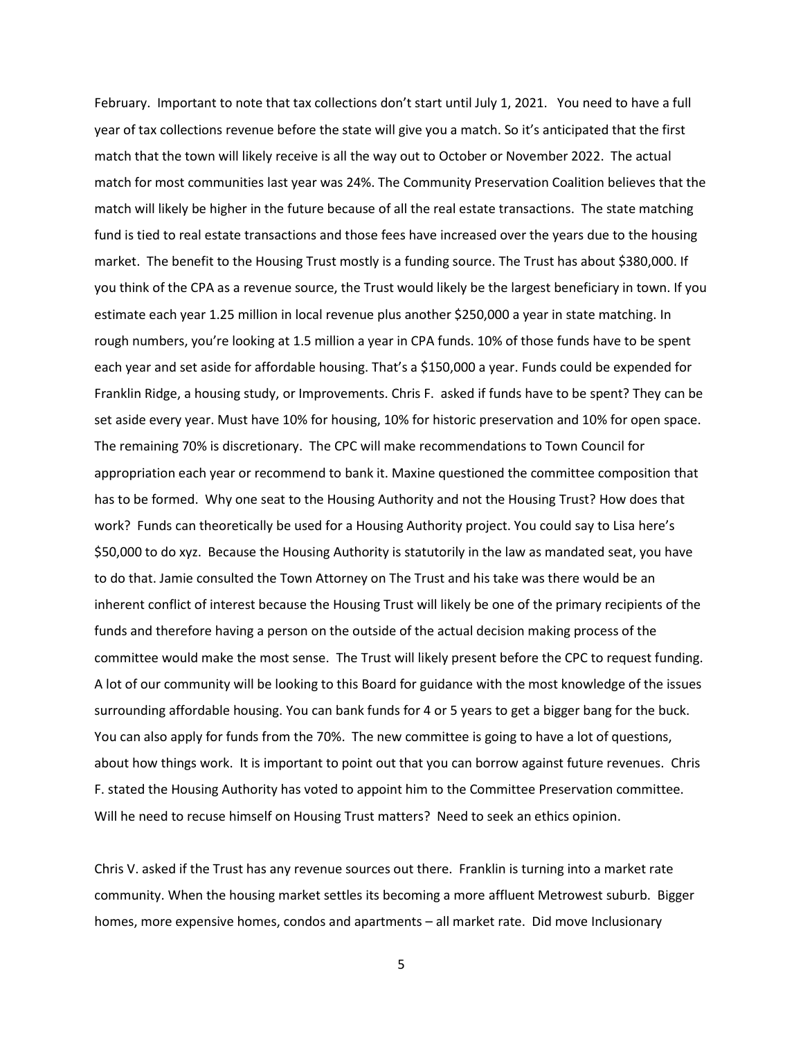February. Important to note that tax collections don't start until July 1, 2021. You need to have a full year of tax collections revenue before the state will give you a match. So it's anticipated that the first match that the town will likely receive is all the way out to October or November 2022. The actual match for most communities last year was 24%. The Community Preservation Coalition believes that the match will likely be higher in the future because of all the real estate transactions. The state matching fund is tied to real estate transactions and those fees have increased over the years due to the housing market. The benefit to the Housing Trust mostly is a funding source. The Trust has about $380,000. If you think of the CPA as a revenue source, the Trust would likely be the largest beneficiary in town. If you estimate each year 1.25 million in local revenue plus another $250,000 a year in state matching. In rough numbers, you're looking at 1.5 million a year in CPA funds. 10% of those funds have to be spent each year and set aside for affordable housing. That's a $150,000 a year. Funds could be expended for Franklin Ridge, a housing study, or Improvements. Chris F. asked if funds have to be spent? They can be set aside every year. Must have 10% for housing, 10% for historic preservation and 10% for open space. The remaining 70% is discretionary. The CPC will make recommendations to Town Council for appropriation each year or recommend to bank it. Maxine questioned the committee composition that has to be formed. Why one seat to the Housing Authority and not the Housing Trust? How does that work? Funds can theoretically be used for a Housing Authority project. You could say to Lisa here's $50,000 to do xyz. Because the Housing Authority is statutorily in the law as mandated seat, you have to do that. Jamie consulted the Town Attorney on The Trust and his take was there would be an inherent conflict of interest because the Housing Trust will likely be one of the primary recipients of the funds and therefore having a person on the outside of the actual decision making process of the committee would make the most sense. The Trust will likely present before the CPC to request funding. A lot of our community will be looking to this Board for guidance with the most knowledge of the issues surrounding affordable housing. You can bank funds for 4 or 5 years to get a bigger bang for the buck. You can also apply for funds from the 70%. The new committee is going to have a lot of questions, about how things work. It is important to point out that you can borrow against future revenues. Chris F. stated the Housing Authority has voted to appoint him to the Committee Preservation committee. Will he need to recuse himself on Housing Trust matters? Need to seek an ethics opinion.

Chris V. asked if the Trust has any revenue sources out there. Franklin is turning into a market rate community. When the housing market settles its becoming a more affluent Metrowest suburb. Bigger homes, more expensive homes, condos and apartments – all market rate. Did move Inclusionary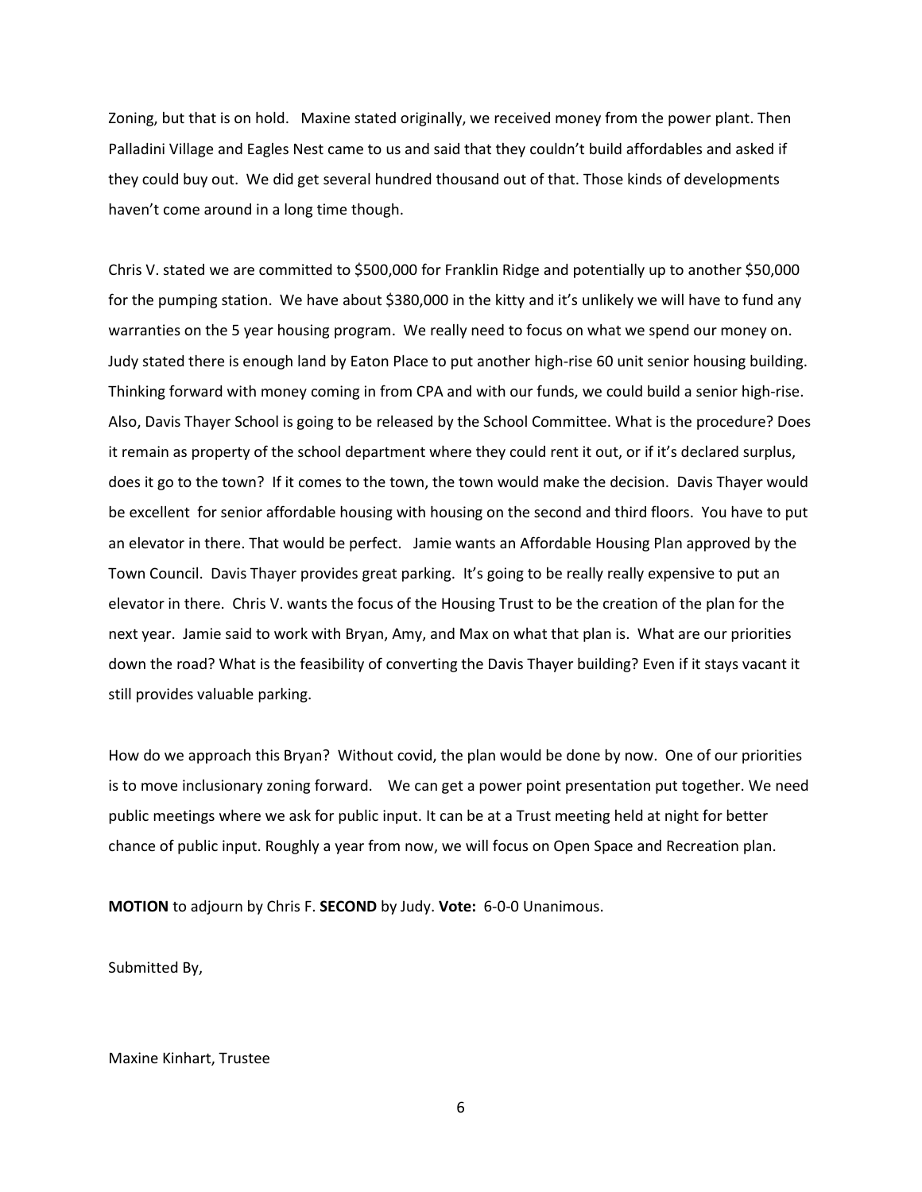Zoning, but that is on hold. Maxine stated originally, we received money from the power plant. Then Palladini Village and Eagles Nest came to us and said that they couldn't build affordables and asked if they could buy out. We did get several hundred thousand out of that. Those kinds of developments haven't come around in a long time though.

Chris V. stated we are committed to $500,000 for Franklin Ridge and potentially up to another $50,000 for the pumping station. We have about $380,000 in the kitty and it's unlikely we will have to fund any warranties on the 5 year housing program. We really need to focus on what we spend our money on. Judy stated there is enough land by Eaton Place to put another high-rise 60 unit senior housing building. Thinking forward with money coming in from CPA and with our funds, we could build a senior high-rise. Also, Davis Thayer School is going to be released by the School Committee. What is the procedure? Does it remain as property of the school department where they could rent it out, or if it's declared surplus, does it go to the town? If it comes to the town, the town would make the decision. Davis Thayer would be excellent for senior affordable housing with housing on the second and third floors. You have to put an elevator in there. That would be perfect. Jamie wants an Affordable Housing Plan approved by the Town Council. Davis Thayer provides great parking. It's going to be really really expensive to put an elevator in there. Chris V. wants the focus of the Housing Trust to be the creation of the plan for the next year. Jamie said to work with Bryan, Amy, and Max on what that plan is. What are our priorities down the road? What is the feasibility of converting the Davis Thayer building? Even if it stays vacant it still provides valuable parking.

How do we approach this Bryan? Without covid, the plan would be done by now. One of our priorities is to move inclusionary zoning forward. We can get a power point presentation put together. We need public meetings where we ask for public input. It can be at a Trust meeting held at night for better chance of public input. Roughly a year from now, we will focus on Open Space and Recreation plan.

**MOTION** to adjourn by Chris F. **SECOND** by Judy. **Vote:** 6-0-0 Unanimous.

Submitted By,

Maxine Kinhart, Trustee